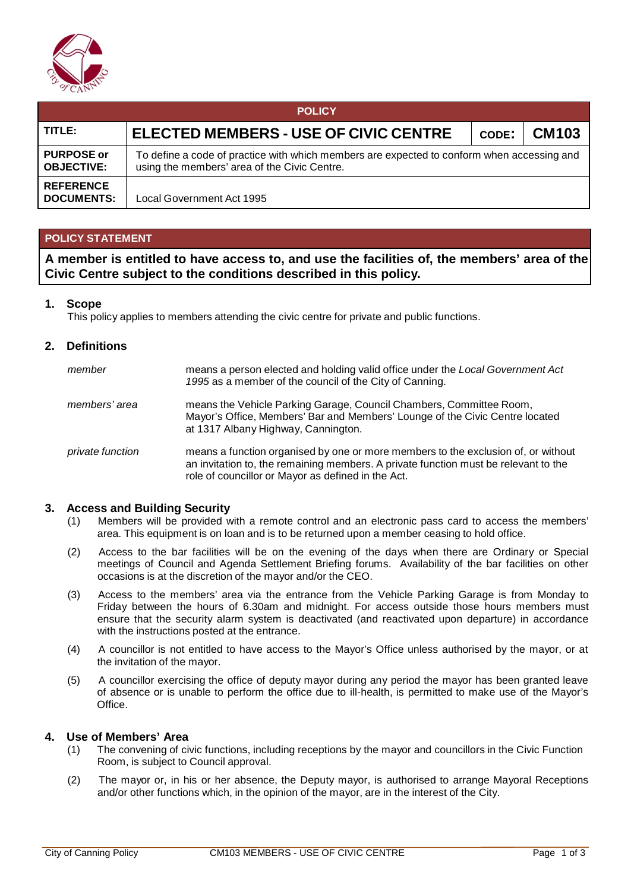| POLICY | | | |
|---|---|---|---|
| **TITLE:** | **ELECTED MEMBERS - USE OF CIVIC CENTRE** | **CODE:** | **CM103** |
| **PURPOSE or OBJECTIVE:** | To define a code of practice with which members are expected to conform when accessing and using the members' area of the Civic Centre. | | |
| **REFERENCE DOCUMENTS:** | Local Government Act 1995 | | |

## POLICY STATEMENT

**A member is entitled to have access to, and use the facilities of, the members' area of the Civic Centre subject to the conditions described in this policy.**

### 1. Scope

This policy applies to members attending the civic centre for private and public functions.

### 2. Definitions

| | |
|---|---|
| *member* | means a person elected and holding valid office under the *Local Government Act 1995* as a member of the council of the City of Canning. |
| *members' area* | means the Vehicle Parking Garage, Council Chambers, Committee Room, Mayor's Office, Members' Bar and Members' Lounge of the Civic Centre located at 1317 Albany Highway, Cannington. |
| *private function* | means a function organised by one or more members to the exclusion of, or without an invitation to, the remaining members. A private function must be relevant to the role of councillor or Mayor as defined in the Act. |

### 3. Access and Building Security

(1) Members will be provided with a remote control and an electronic pass card to access the members' area. This equipment is on loan and is to be returned upon a member ceasing to hold office.

(2) Access to the bar facilities will be on the evening of the days when there are Ordinary or Special meetings of Council and Agenda Settlement Briefing forums. Availability of the bar facilities on other occasions is at the discretion of the mayor and/or the CEO.

(3) Access to the members' area via the entrance from the Vehicle Parking Garage is from Monday to Friday between the hours of 6.30am and midnight. For access outside those hours members must ensure that the security alarm system is deactivated (and reactivated upon departure) in accordance with the instructions posted at the entrance.

(4) A councillor is not entitled to have access to the Mayor's Office unless authorised by the mayor, or at the invitation of the mayor.

(5) A councillor exercising the office of deputy mayor during any period the mayor has been granted leave of absence or is unable to perform the office due to ill-health, is permitted to make use of the Mayor's Office.

### 4. Use of Members' Area

(1) The convening of civic functions, including receptions by the mayor and councillors in the Civic Function Room, is subject to Council approval.

(2) The mayor or, in his or her absence, the Deputy mayor, is authorised to arrange Mayoral Receptions and/or other functions which, in the opinion of the mayor, are in the interest of the City.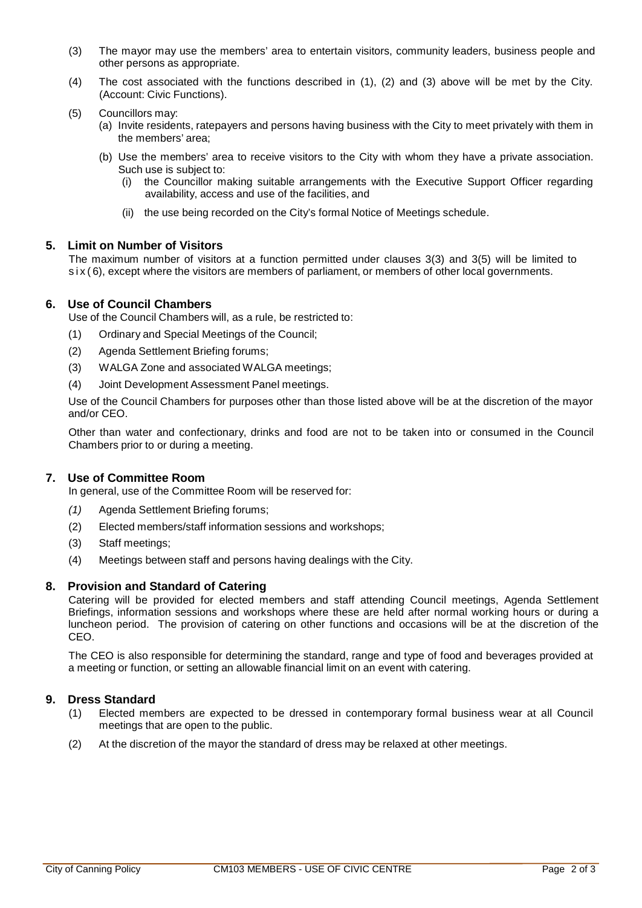(3) The mayor may use the members' area to entertain visitors, community leaders, business people and other persons as appropriate.

(4) The cost associated with the functions described in (1), (2) and (3) above will be met by the City. (Account: Civic Functions).

(5) Councillors may:

(a) Invite residents, ratepayers and persons having business with the City to meet privately with them in the members' area;

(b) Use the members' area to receive visitors to the City with whom they have a private association. Such use is subject to:

(i) the Councillor making suitable arrangements with the Executive Support Officer regarding availability, access and use of the facilities, and

(ii) the use being recorded on the City's formal Notice of Meetings schedule.

## 5. Limit on Number of Visitors

The maximum number of visitors at a function permitted under clauses 3(3) and 3(5) will be limited to six (6), except where the visitors are members of parliament, or members of other local governments.

## 6. Use of Council Chambers

Use of the Council Chambers will, as a rule, be restricted to:

(1) Ordinary and Special Meetings of the Council;

(2) Agenda Settlement Briefing forums;

(3) WALGA Zone and associated WALGA meetings;

(4) Joint Development Assessment Panel meetings.

Use of the Council Chambers for purposes other than those listed above will be at the discretion of the mayor and/or CEO.

Other than water and confectionary, drinks and food are not to be taken into or consumed in the Council Chambers prior to or during a meeting.

## 7. Use of Committee Room

In general, use of the Committee Room will be reserved for:

*(1)* Agenda Settlement Briefing forums;

(2) Elected members/staff information sessions and workshops;

(3) Staff meetings;

(4) Meetings between staff and persons having dealings with the City.

## 8. Provision and Standard of Catering

Catering will be provided for elected members and staff attending Council meetings, Agenda Settlement Briefings, information sessions and workshops where these are held after normal working hours or during a luncheon period. The provision of catering on other functions and occasions will be at the discretion of the CEO.

The CEO is also responsible for determining the standard, range and type of food and beverages provided at a meeting or function, or setting an allowable financial limit on an event with catering.

## 9. Dress Standard

(1) Elected members are expected to be dressed in contemporary formal business wear at all Council meetings that are open to the public.

(2) At the discretion of the mayor the standard of dress may be relaxed at other meetings.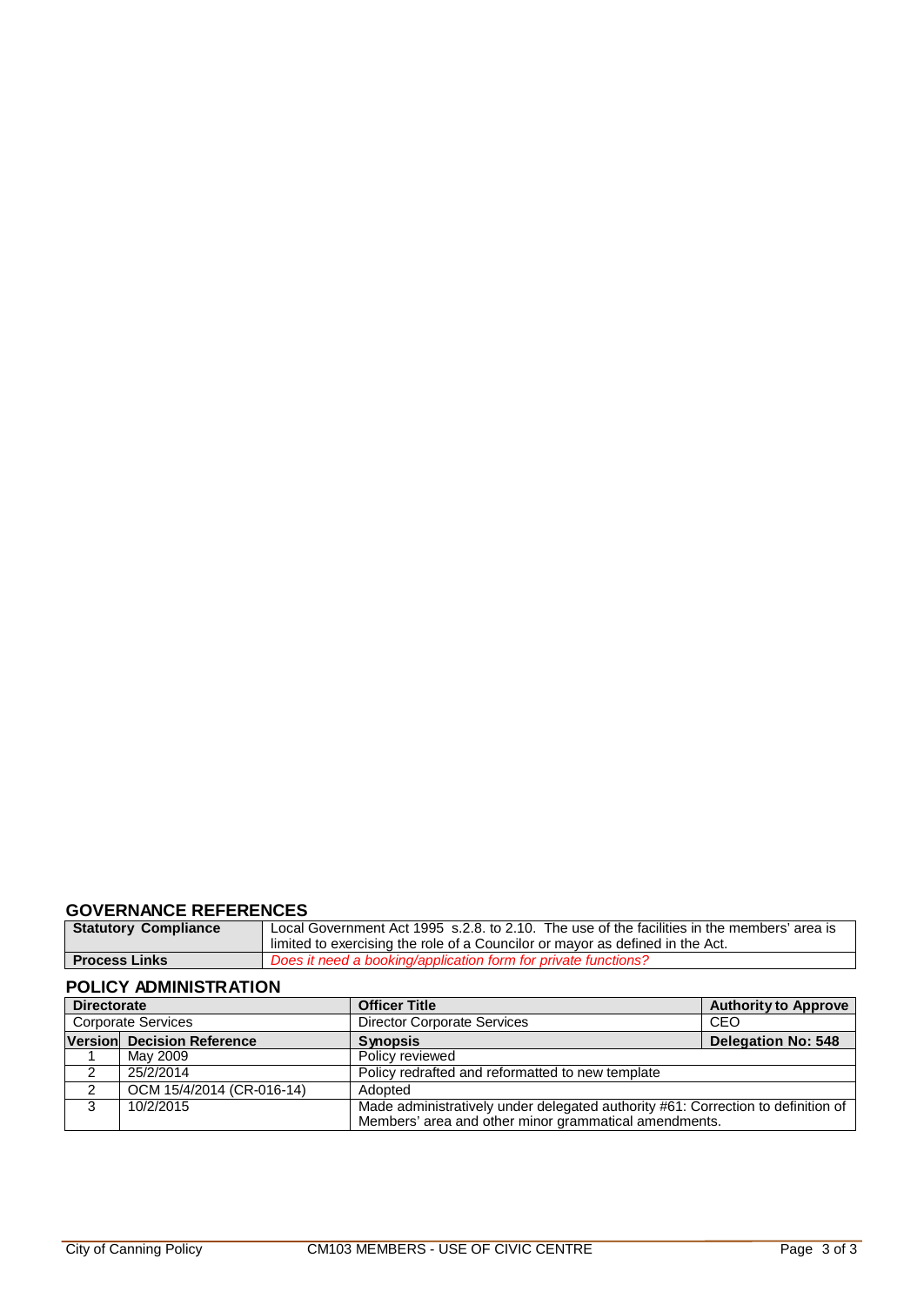## GOVERNANCE REFERENCES

| | |
|---|---|
| **Statutory Compliance** | Local Government Act 1995 s.2.8. to 2.10. The use of the facilities in the members' area is limited to exercising the role of a Councilor or mayor as defined in the Act. |
| **Process Links** | *Does it need a booking/application form for private functions?* |

## POLICY ADMINISTRATION

| **Directorate** | | **Officer Title** | **Authority to Approve** |
|---|---|---|---|
| Corporate Services | | Director Corporate Services | CEO |
| **Version** | **Decision Reference** | **Synopsis** | **Delegation No: 548** |
| 1 | May 2009 | Policy reviewed | |
| 2 | 25/2/2014 | Policy redrafted and reformatted to new template | |
| 2 | OCM 15/4/2014 (CR-016-14) | Adopted | |
| 3 | 10/2/2015 | Made administratively under delegated authority #61: Correction to definition of Members' area and other minor grammatical amendments. | |